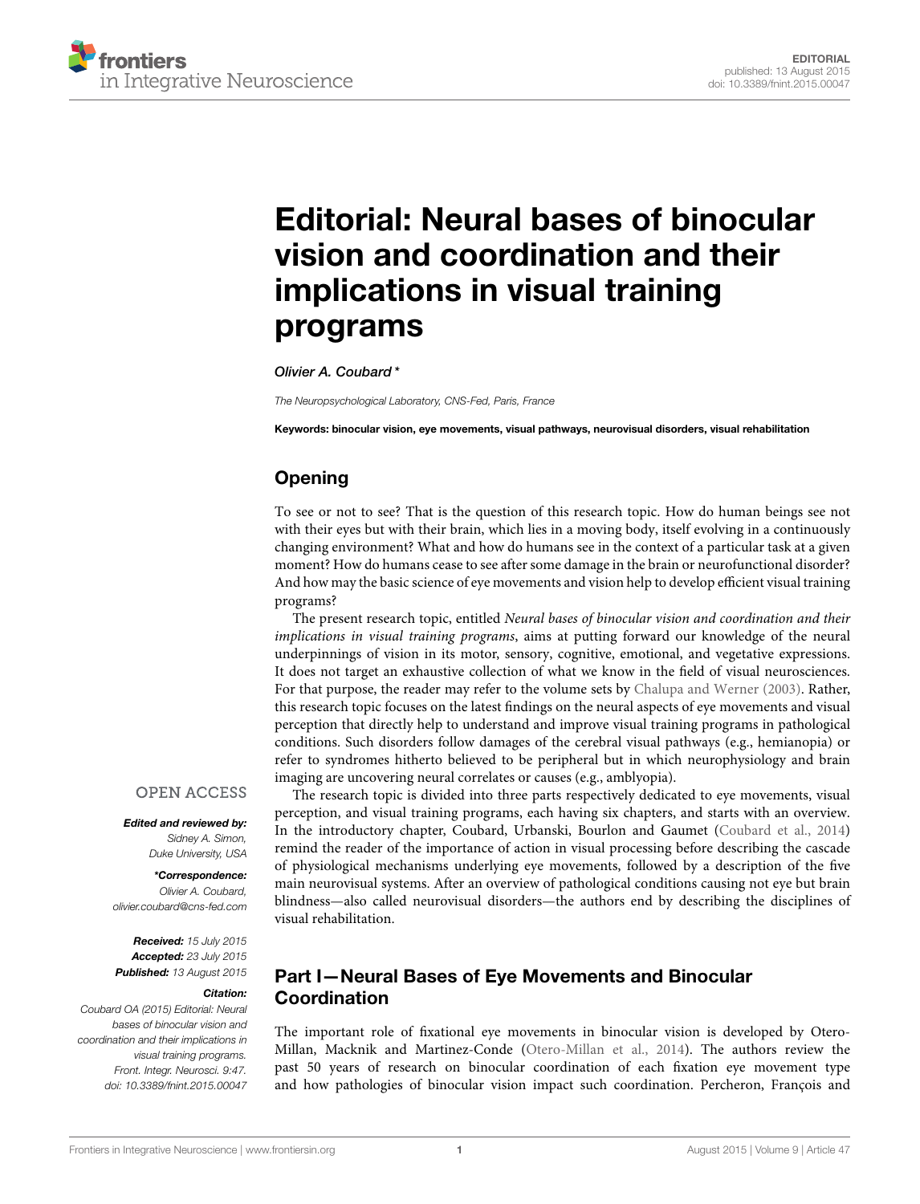EDITORIAL
published: 13 August 2015
doi: 10.3389/fnint.2015.00047

# Editorial: Neural bases of binocular vision and coordination and their implications in visual training programs

*Olivier A. Coubard\**

*The Neuropsychological Laboratory, CNS-Fed, Paris, France*

**Keywords: binocular vision, eye movements, visual pathways, neurovisual disorders, visual rehabilitation**

OPEN ACCESS

***Edited and reviewed by:***
*Sidney A. Simon, Duke University, USA*

***\*Correspondence:***
*Olivier A. Coubard, olivier.coubard@cns-fed.com*

***Received:*** *15 July 2015*
***Accepted:*** *23 July 2015*
***Published:*** *13 August 2015*

***Citation:***
*Coubard OA (2015) Editorial: Neural bases of binocular vision and coordination and their implications in visual training programs. Front. Integr. Neurosci. 9:47. doi: 10.3389/fnint.2015.00047*

## Opening

To see or not to see? That is the question of this research topic. How do human beings see not with their eyes but with their brain, which lies in a moving body, itself evolving in a continuously changing environment? What and how do humans see in the context of a particular task at a given moment? How do humans cease to see after some damage in the brain or neurofunctional disorder? And how may the basic science of eye movements and vision help to develop efficient visual training programs?

The present research topic, entitled *Neural bases of binocular vision and coordination and their implications in visual training programs*, aims at putting forward our knowledge of the neural underpinnings of vision in its motor, sensory, cognitive, emotional, and vegetative expressions. It does not target an exhaustive collection of what we know in the field of visual neurosciences. For that purpose, the reader may refer to the volume sets by Chalupa and Werner (2003). Rather, this research topic focuses on the latest findings on the neural aspects of eye movements and visual perception that directly help to understand and improve visual training programs in pathological conditions. Such disorders follow damages of the cerebral visual pathways (e.g., hemianopia) or refer to syndromes hitherto believed to be peripheral but in which neurophysiology and brain imaging are uncovering neural correlates or causes (e.g., amblyopia).

The research topic is divided into three parts respectively dedicated to eye movements, visual perception, and visual training programs, each having six chapters, and starts with an overview. In the introductory chapter, Coubard, Urbanski, Bourlon and Gaumet (Coubard et al., 2014) remind the reader of the importance of action in visual processing before describing the cascade of physiological mechanisms underlying eye movements, followed by a description of the five main neurovisual systems. After an overview of pathological conditions causing not eye but brain blindness—also called neurovisual disorders—the authors end by describing the disciplines of visual rehabilitation.

## Part I—Neural Bases of Eye Movements and Binocular Coordination

The important role of fixational eye movements in binocular vision is developed by Otero-Millan, Macknik and Martinez-Conde (Otero-Millan et al., 2014). The authors review the past 50 years of research on binocular coordination of each fixation eye movement type and how pathologies of binocular vision impact such coordination. Percheron, François and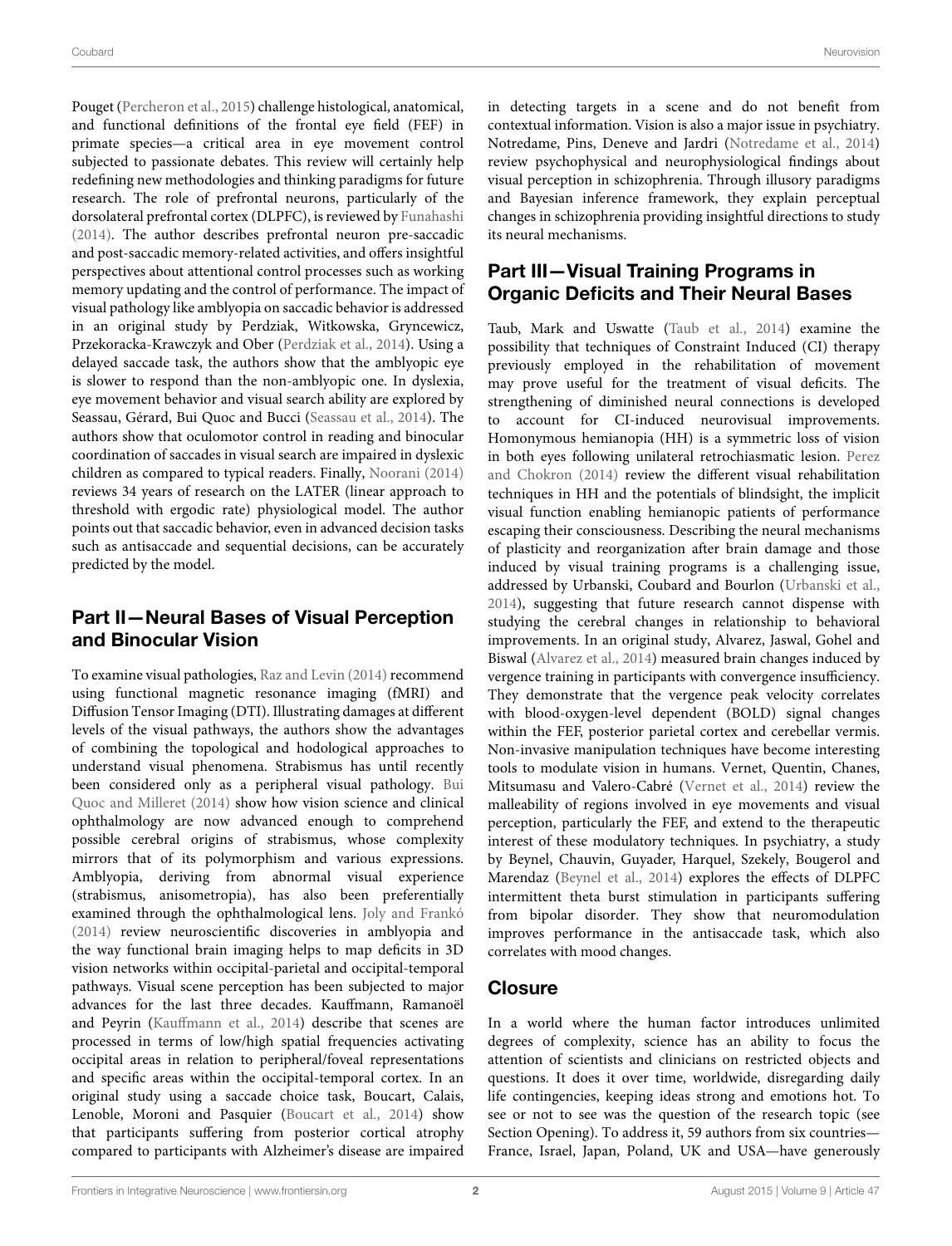Pouget (Percheron et al., 2015) challenge histological, anatomical, and functional definitions of the frontal eye field (FEF) in primate species—a critical area in eye movement control subjected to passionate debates. This review will certainly help redefining new methodologies and thinking paradigms for future research. The role of prefrontal neurons, particularly of the dorsolateral prefrontal cortex (DLPFC), is reviewed by Funahashi (2014). The author describes prefrontal neuron pre-saccadic and post-saccadic memory-related activities, and offers insightful perspectives about attentional control processes such as working memory updating and the control of performance. The impact of visual pathology like amblyopia on saccadic behavior is addressed in an original study by Perdziak, Witkowska, Gryncewicz, Przekoracka-Krawczyk and Ober (Perdziak et al., 2014). Using a delayed saccade task, the authors show that the amblyopic eye is slower to respond than the non-amblyopic one. In dyslexia, eye movement behavior and visual search ability are explored by Seassau, Gérard, Bui Quoc and Bucci (Seassau et al., 2014). The authors show that oculomotor control in reading and binocular coordination of saccades in visual search are impaired in dyslexic children as compared to typical readers. Finally, Noorani (2014) reviews 34 years of research on the LATER (linear approach to threshold with ergodic rate) physiological model. The author points out that saccadic behavior, even in advanced decision tasks such as antisaccade and sequential decisions, can be accurately predicted by the model.

## Part II—Neural Bases of Visual Perception and Binocular Vision

To examine visual pathologies, Raz and Levin (2014) recommend using functional magnetic resonance imaging (fMRI) and Diffusion Tensor Imaging (DTI). Illustrating damages at different levels of the visual pathways, the authors show the advantages of combining the topological and hodological approaches to understand visual phenomena. Strabismus has until recently been considered only as a peripheral visual pathology. Bui Quoc and Milleret (2014) show how vision science and clinical ophthalmology are now advanced enough to comprehend possible cerebral origins of strabismus, whose complexity mirrors that of its polymorphism and various expressions. Amblyopia, deriving from abnormal visual experience (strabismus, anisometropia), has also been preferentially examined through the ophthalmological lens. Joly and Frankó (2014) review neuroscientific discoveries in amblyopia and the way functional brain imaging helps to map deficits in 3D vision networks within occipital-parietal and occipital-temporal pathways. Visual scene perception has been subjected to major advances for the last three decades. Kauffmann, Ramanoël and Peyrin (Kauffmann et al., 2014) describe that scenes are processed in terms of low/high spatial frequencies activating occipital areas in relation to peripheral/foveal representations and specific areas within the occipital-temporal cortex. In an original study using a saccade choice task, Boucart, Calais, Lenoble, Moroni and Pasquier (Boucart et al., 2014) show that participants suffering from posterior cortical atrophy compared to participants with Alzheimer's disease are impaired in detecting targets in a scene and do not benefit from contextual information. Vision is also a major issue in psychiatry. Notredame, Pins, Deneve and Jardri (Notredame et al., 2014) review psychophysical and neurophysiological findings about visual perception in schizophrenia. Through illusory paradigms and Bayesian inference framework, they explain perceptual changes in schizophrenia providing insightful directions to study its neural mechanisms.

## Part III—Visual Training Programs in Organic Deficits and Their Neural Bases

Taub, Mark and Uswatte (Taub et al., 2014) examine the possibility that techniques of Constraint Induced (CI) therapy previously employed in the rehabilitation of movement may prove useful for the treatment of visual deficits. The strengthening of diminished neural connections is developed to account for CI-induced neurovisual improvements. Homonymous hemianopia (HH) is a symmetric loss of vision in both eyes following unilateral retrochiasmatic lesion. Perez and Chokron (2014) review the different visual rehabilitation techniques in HH and the potentials of blindsight, the implicit visual function enabling hemianopic patients of performance escaping their consciousness. Describing the neural mechanisms of plasticity and reorganization after brain damage and those induced by visual training programs is a challenging issue, addressed by Urbanski, Coubard and Bourlon (Urbanski et al., 2014), suggesting that future research cannot dispense with studying the cerebral changes in relationship to behavioral improvements. In an original study, Alvarez, Jaswal, Gohel and Biswal (Alvarez et al., 2014) measured brain changes induced by vergence training in participants with convergence insufficiency. They demonstrate that the vergence peak velocity correlates with blood-oxygen-level dependent (BOLD) signal changes within the FEF, posterior parietal cortex and cerebellar vermis. Non-invasive manipulation techniques have become interesting tools to modulate vision in humans. Vernet, Quentin, Chanes, Mitsumasu and Valero-Cabré (Vernet et al., 2014) review the malleability of regions involved in eye movements and visual perception, particularly the FEF, and extend to the therapeutic interest of these modulatory techniques. In psychiatry, a study by Beynel, Chauvin, Guyader, Harquel, Szekely, Bougerol and Marendaz (Beynel et al., 2014) explores the effects of DLPFC intermittent theta burst stimulation in participants suffering from bipolar disorder. They show that neuromodulation improves performance in the antisaccade task, which also correlates with mood changes.

## Closure

In a world where the human factor introduces unlimited degrees of complexity, science has an ability to focus the attention of scientists and clinicians on restricted objects and questions. It does it over time, worldwide, disregarding daily life contingencies, keeping ideas strong and emotions hot. To see or not to see was the question of the research topic (see Section Opening). To address it, 59 authors from six countries—France, Israel, Japan, Poland, UK and USA—have generously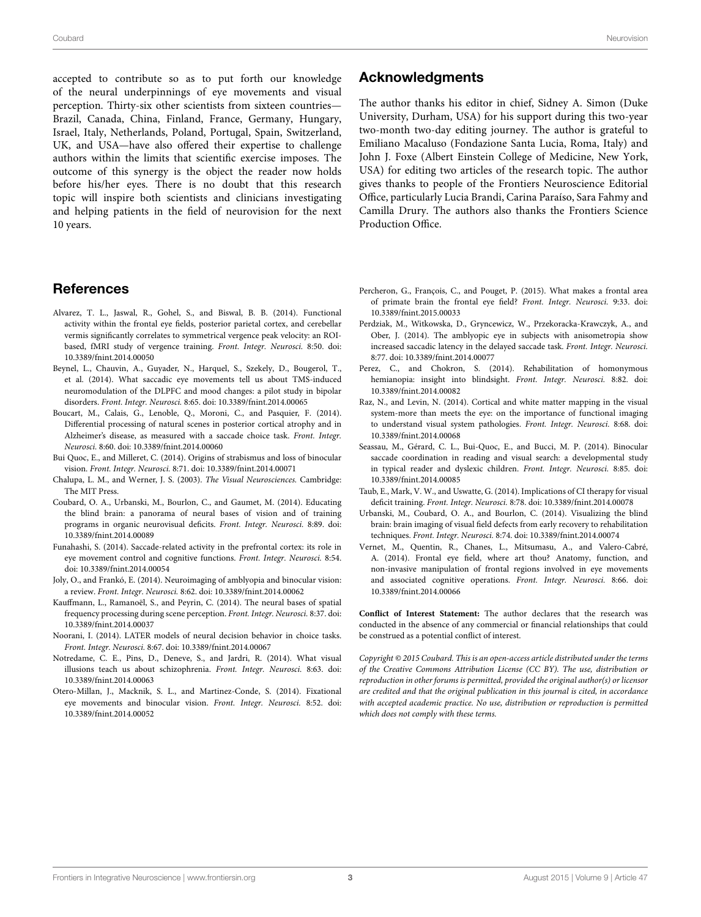accepted to contribute so as to put forth our knowledge of the neural underpinnings of eye movements and visual perception. Thirty-six other scientists from sixteen countries—Brazil, Canada, China, Finland, France, Germany, Hungary, Israel, Italy, Netherlands, Poland, Portugal, Spain, Switzerland, UK, and USA—have also offered their expertise to challenge authors within the limits that scientific exercise imposes. The outcome of this synergy is the object the reader now holds before his/her eyes. There is no doubt that this research topic will inspire both scientists and clinicians investigating and helping patients in the field of neurovision for the next 10 years.

## Acknowledgments

The author thanks his editor in chief, Sidney A. Simon (Duke University, Durham, USA) for his support during this two-year two-month two-day editing journey. The author is grateful to Emiliano Macaluso (Fondazione Santa Lucia, Roma, Italy) and John J. Foxe (Albert Einstein College of Medicine, New York, USA) for editing two articles of the research topic. The author gives thanks to people of the Frontiers Neuroscience Editorial Office, particularly Lucia Brandi, Carina Paraíso, Sara Fahmy and Camilla Drury. The authors also thanks the Frontiers Science Production Office.

## References

Alvarez, T. L., Jaswal, R., Gohel, S., and Biswal, B. B. (2014). Functional activity within the frontal eye fields, posterior parietal cortex, and cerebellar vermis significantly correlates to symmetrical vergence peak velocity: an ROI-based, fMRI study of vergence training. *Front. Integr. Neurosci.* 8:50. doi: 10.3389/fnint.2014.00050

Beynel, L., Chauvin, A., Guyader, N., Harquel, S., Szekely, D., Bougerol, T., et al. (2014). What saccadic eye movements tell us about TMS-induced neuromodulation of the DLPFC and mood changes: a pilot study in bipolar disorders. *Front. Integr. Neurosci.* 8:65. doi: 10.3389/fnint.2014.00065

Boucart, M., Calais, G., Lenoble, Q., Moroni, C., and Pasquier, F. (2014). Differential processing of natural scenes in posterior cortical atrophy and in Alzheimer's disease, as measured with a saccade choice task. *Front. Integr. Neurosci.* 8:60. doi: 10.3389/fnint.2014.00060

Bui Quoc, E., and Milleret, C. (2014). Origins of strabismus and loss of binocular vision. *Front. Integr. Neurosci.* 8:71. doi: 10.3389/fnint.2014.00071

Chalupa, L. M., and Werner, J. S. (2003). *The Visual Neurosciences.* Cambridge: The MIT Press.

Coubard, O. A., Urbanski, M., Bourlon, C., and Gaumet, M. (2014). Educating the blind brain: a panorama of neural bases of vision and of training programs in organic neurovisual deficits. *Front. Integr. Neurosci.* 8:89. doi: 10.3389/fnint.2014.00089

Funahashi, S. (2014). Saccade-related activity in the prefrontal cortex: its role in eye movement control and cognitive functions. *Front. Integr. Neurosci.* 8:54. doi: 10.3389/fnint.2014.00054

Joly, O., and Frankó, E. (2014). Neuroimaging of amblyopia and binocular vision: a review. *Front. Integr. Neurosci.* 8:62. doi: 10.3389/fnint.2014.00062

Kauffmann, L., Ramanoël, S., and Peyrin, C. (2014). The neural bases of spatial frequency processing during scene perception. *Front. Integr. Neurosci.* 8:37. doi: 10.3389/fnint.2014.00037

Noorani, I. (2014). LATER models of neural decision behavior in choice tasks. *Front. Integr. Neurosci.* 8:67. doi: 10.3389/fnint.2014.00067

Notredame, C. E., Pins, D., Deneve, S., and Jardri, R. (2014). What visual illusions teach us about schizophrenia. *Front. Integr. Neurosci.* 8:63. doi: 10.3389/fnint.2014.00063

Otero-Millan, J., Macknik, S. L., and Martinez-Conde, S. (2014). Fixational eye movements and binocular vision. *Front. Integr. Neurosci.* 8:52. doi: 10.3389/fnint.2014.00052

Percheron, G., François, C., and Pouget, P. (2015). What makes a frontal area of primate brain the frontal eye field? *Front. Integr. Neurosci.* 9:33. doi: 10.3389/fnint.2015.00033

Perdziak, M., Witkowska, D., Gryncewicz, W., Przekoracka-Krawczyk, A., and Ober, J. (2014). The amblyopic eye in subjects with anisometropia show increased saccadic latency in the delayed saccade task. *Front. Integr. Neurosci.* 8:77. doi: 10.3389/fnint.2014.00077

Perez, C., and Chokron, S. (2014). Rehabilitation of homonymous hemianopia: insight into blindsight. *Front. Integr. Neurosci.* 8:82. doi: 10.3389/fnint.2014.00082

Raz, N., and Levin, N. (2014). Cortical and white matter mapping in the visual system-more than meets the eye: on the importance of functional imaging to understand visual system pathologies. *Front. Integr. Neurosci.* 8:68. doi: 10.3389/fnint.2014.00068

Seassau, M., Gérard, C. L., Bui-Quoc, E., and Bucci, M. P. (2014). Binocular saccade coordination in reading and visual search: a developmental study in typical reader and dyslexic children. *Front. Integr. Neurosci.* 8:85. doi: 10.3389/fnint.2014.00085

Taub, E., Mark, V. W., and Uswatte, G. (2014). Implications of CI therapy for visual deficit training. *Front. Integr. Neurosci.* 8:78. doi: 10.3389/fnint.2014.00078

Urbanski, M., Coubard, O. A., and Bourlon, C. (2014). Visualizing the blind brain: brain imaging of visual field defects from early recovery to rehabilitation techniques. *Front. Integr. Neurosci.* 8:74. doi: 10.3389/fnint.2014.00074

Vernet, M., Quentin, R., Chanes, L., Mitsumasu, A., and Valero-Cabré, A. (2014). Frontal eye field, where art thou? Anatomy, function, and non-invasive manipulation of frontal regions involved in eye movements and associated cognitive operations. *Front. Integr. Neurosci.* 8:66. doi: 10.3389/fnint.2014.00066

**Conflict of Interest Statement:** The author declares that the research was conducted in the absence of any commercial or financial relationships that could be construed as a potential conflict of interest.

*Copyright © 2015 Coubard. This is an open-access article distributed under the terms of the Creative Commons Attribution License (CC BY). The use, distribution or reproduction in other forums is permitted, provided the original author(s) or licensor are credited and that the original publication in this journal is cited, in accordance with accepted academic practice. No use, distribution or reproduction is permitted which does not comply with these terms.*